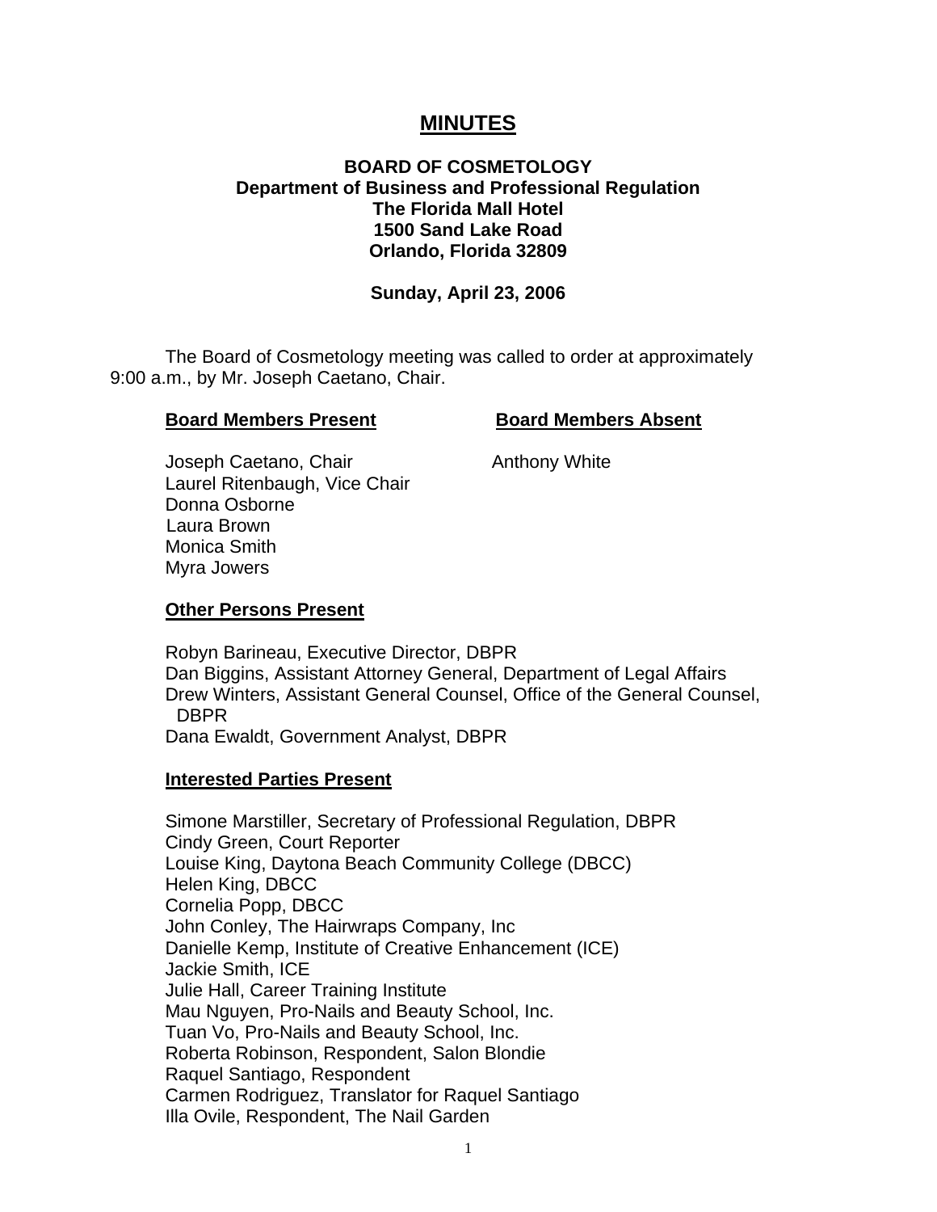# MINUTES

**BOARD OF COSMETOLOGY**
**Department of Business and Professional Regulation**
**The Florida Mall Hotel**
**1500 Sand Lake Road**
**Orlando, Florida 32809**

**Sunday, April 23, 2006**

The Board of Cosmetology meeting was called to order at approximately 9:00 a.m., by Mr. Joseph Caetano, Chair.

| **Board Members Present** | **Board Members Absent** |
|---|---|
| Joseph Caetano, Chair | Anthony White |
| Laurel Ritenbaugh, Vice Chair | |
| Donna Osborne | |
| Laura Brown | |
| Monica Smith | |
| Myra Jowers | |

**Other Persons Present**

Robyn Barineau, Executive Director, DBPR
Dan Biggins, Assistant Attorney General, Department of Legal Affairs
Drew Winters, Assistant General Counsel, Office of the General Counsel, DBPR
Dana Ewaldt, Government Analyst, DBPR

**Interested Parties Present**

Simone Marstiller, Secretary of Professional Regulation, DBPR
Cindy Green, Court Reporter
Louise King, Daytona Beach Community College (DBCC)
Helen King, DBCC
Cornelia Popp, DBCC
John Conley, The Hairwraps Company, Inc
Danielle Kemp, Institute of Creative Enhancement (ICE)
Jackie Smith, ICE
Julie Hall, Career Training Institute
Mau Nguyen, Pro-Nails and Beauty School, Inc.
Tuan Vo, Pro-Nails and Beauty School, Inc.
Roberta Robinson, Respondent, Salon Blondie
Raquel Santiago, Respondent
Carmen Rodriguez, Translator for Raquel Santiago
Illa Ovile, Respondent, The Nail Garden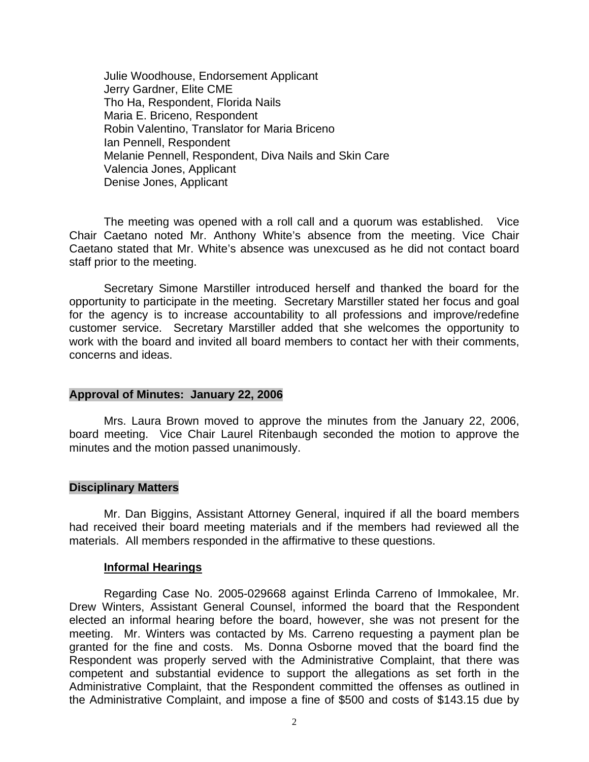Julie Woodhouse, Endorsement Applicant
Jerry Gardner, Elite CME
Tho Ha, Respondent, Florida Nails
Maria E. Briceno, Respondent
Robin Valentino, Translator for Maria Briceno
Ian Pennell, Respondent
Melanie Pennell, Respondent, Diva Nails and Skin Care
Valencia Jones, Applicant
Denise Jones, Applicant

The meeting was opened with a roll call and a quorum was established. Vice Chair Caetano noted Mr. Anthony White's absence from the meeting. Vice Chair Caetano stated that Mr. White's absence was unexcused as he did not contact board staff prior to the meeting.

Secretary Simone Marstiller introduced herself and thanked the board for the opportunity to participate in the meeting. Secretary Marstiller stated her focus and goal for the agency is to increase accountability to all professions and improve/redefine customer service. Secretary Marstiller added that she welcomes the opportunity to work with the board and invited all board members to contact her with their comments, concerns and ideas.

**Approval of Minutes: January 22, 2006**

Mrs. Laura Brown moved to approve the minutes from the January 22, 2006, board meeting. Vice Chair Laurel Ritenbaugh seconded the motion to approve the minutes and the motion passed unanimously.

**Disciplinary Matters**

Mr. Dan Biggins, Assistant Attorney General, inquired if all the board members had received their board meeting materials and if the members had reviewed all the materials. All members responded in the affirmative to these questions.

**Informal Hearings**

Regarding Case No. 2005-029668 against Erlinda Carreno of Immokalee, Mr. Drew Winters, Assistant General Counsel, informed the board that the Respondent elected an informal hearing before the board, however, she was not present for the meeting. Mr. Winters was contacted by Ms. Carreno requesting a payment plan be granted for the fine and costs. Ms. Donna Osborne moved that the board find the Respondent was properly served with the Administrative Complaint, that there was competent and substantial evidence to support the allegations as set forth in the Administrative Complaint, that the Respondent committed the offenses as outlined in the Administrative Complaint, and impose a fine of $500 and costs of $143.15 due by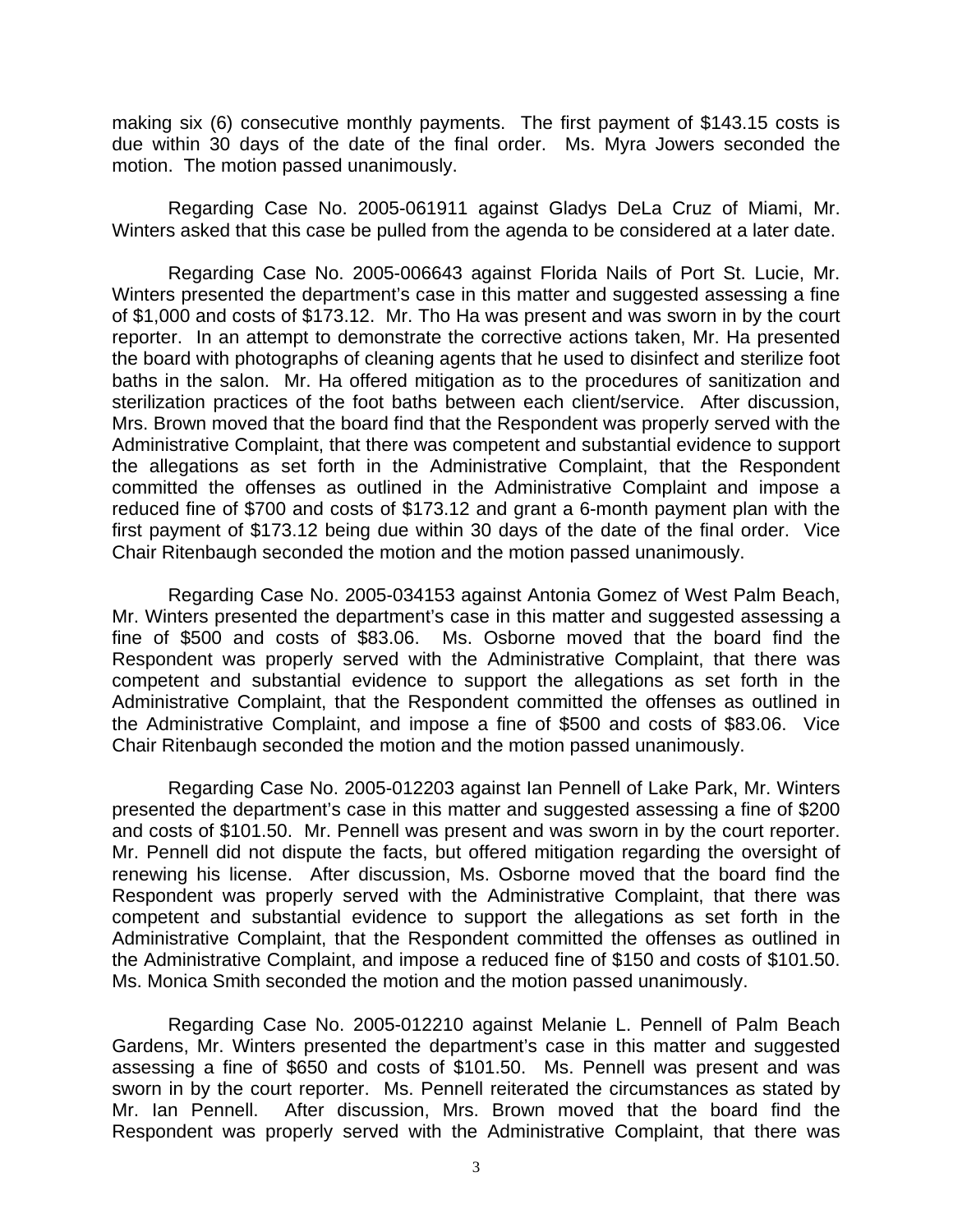making six (6) consecutive monthly payments. The first payment of $143.15 costs is due within 30 days of the date of the final order. Ms. Myra Jowers seconded the motion. The motion passed unanimously.

Regarding Case No. 2005-061911 against Gladys DeLa Cruz of Miami, Mr. Winters asked that this case be pulled from the agenda to be considered at a later date.

Regarding Case No. 2005-006643 against Florida Nails of Port St. Lucie, Mr. Winters presented the department's case in this matter and suggested assessing a fine of $1,000 and costs of $173.12. Mr. Tho Ha was present and was sworn in by the court reporter. In an attempt to demonstrate the corrective actions taken, Mr. Ha presented the board with photographs of cleaning agents that he used to disinfect and sterilize foot baths in the salon. Mr. Ha offered mitigation as to the procedures of sanitization and sterilization practices of the foot baths between each client/service. After discussion, Mrs. Brown moved that the board find that the Respondent was properly served with the Administrative Complaint, that there was competent and substantial evidence to support the allegations as set forth in the Administrative Complaint, that the Respondent committed the offenses as outlined in the Administrative Complaint and impose a reduced fine of $700 and costs of $173.12 and grant a 6-month payment plan with the first payment of $173.12 being due within 30 days of the date of the final order. Vice Chair Ritenbaugh seconded the motion and the motion passed unanimously.

Regarding Case No. 2005-034153 against Antonia Gomez of West Palm Beach, Mr. Winters presented the department's case in this matter and suggested assessing a fine of $500 and costs of $83.06. Ms. Osborne moved that the board find the Respondent was properly served with the Administrative Complaint, that there was competent and substantial evidence to support the allegations as set forth in the Administrative Complaint, that the Respondent committed the offenses as outlined in the Administrative Complaint, and impose a fine of $500 and costs of $83.06. Vice Chair Ritenbaugh seconded the motion and the motion passed unanimously.

Regarding Case No. 2005-012203 against Ian Pennell of Lake Park, Mr. Winters presented the department's case in this matter and suggested assessing a fine of $200 and costs of $101.50. Mr. Pennell was present and was sworn in by the court reporter. Mr. Pennell did not dispute the facts, but offered mitigation regarding the oversight of renewing his license. After discussion, Ms. Osborne moved that the board find the Respondent was properly served with the Administrative Complaint, that there was competent and substantial evidence to support the allegations as set forth in the Administrative Complaint, that the Respondent committed the offenses as outlined in the Administrative Complaint, and impose a reduced fine of $150 and costs of $101.50. Ms. Monica Smith seconded the motion and the motion passed unanimously.

Regarding Case No. 2005-012210 against Melanie L. Pennell of Palm Beach Gardens, Mr. Winters presented the department's case in this matter and suggested assessing a fine of $650 and costs of $101.50. Ms. Pennell was present and was sworn in by the court reporter. Ms. Pennell reiterated the circumstances as stated by Mr. Ian Pennell. After discussion, Mrs. Brown moved that the board find the Respondent was properly served with the Administrative Complaint, that there was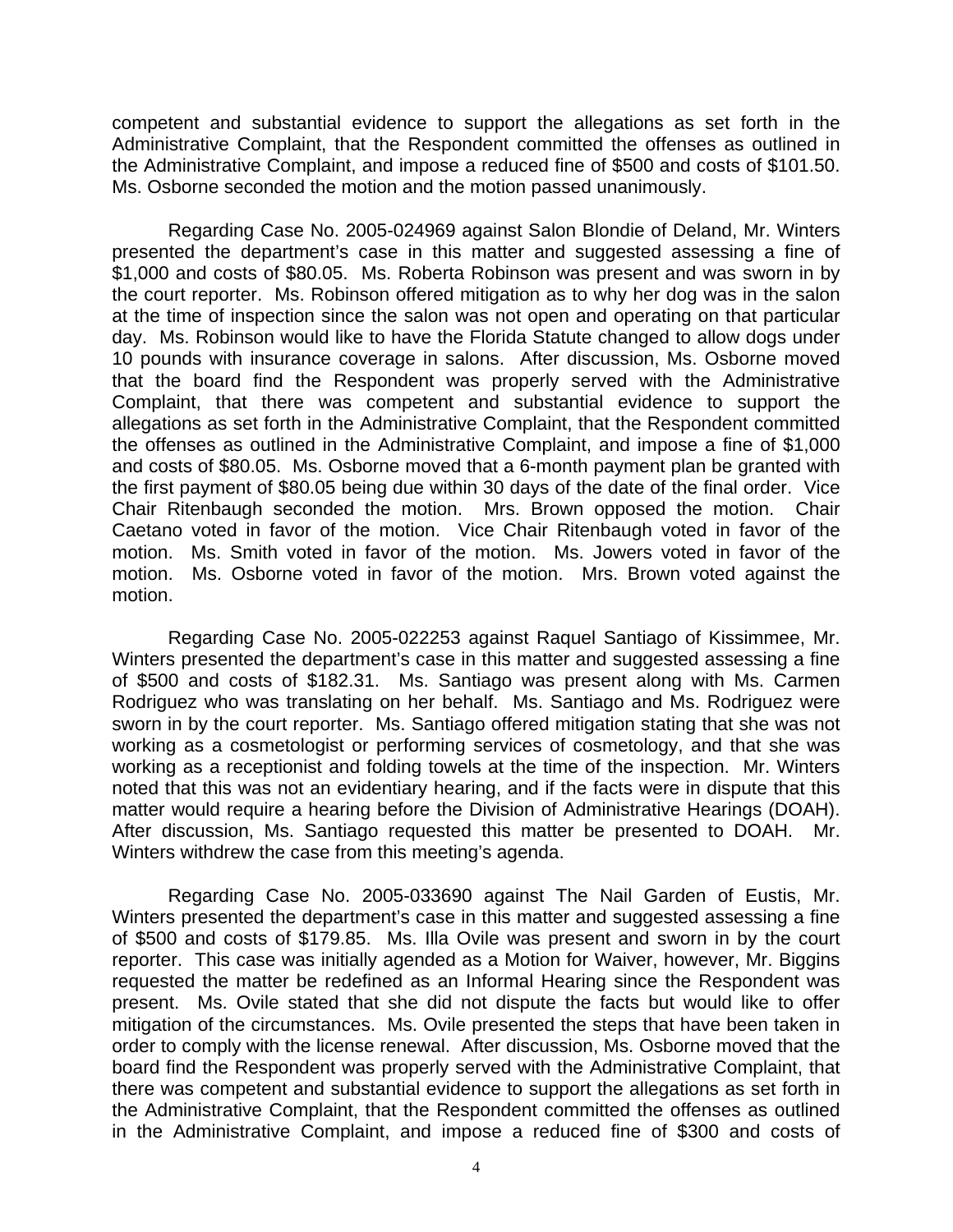competent and substantial evidence to support the allegations as set forth in the Administrative Complaint, that the Respondent committed the offenses as outlined in the Administrative Complaint, and impose a reduced fine of $500 and costs of $101.50. Ms. Osborne seconded the motion and the motion passed unanimously.

Regarding Case No. 2005-024969 against Salon Blondie of Deland, Mr. Winters presented the department's case in this matter and suggested assessing a fine of $1,000 and costs of $80.05. Ms. Roberta Robinson was present and was sworn in by the court reporter. Ms. Robinson offered mitigation as to why her dog was in the salon at the time of inspection since the salon was not open and operating on that particular day. Ms. Robinson would like to have the Florida Statute changed to allow dogs under 10 pounds with insurance coverage in salons. After discussion, Ms. Osborne moved that the board find the Respondent was properly served with the Administrative Complaint, that there was competent and substantial evidence to support the allegations as set forth in the Administrative Complaint, that the Respondent committed the offenses as outlined in the Administrative Complaint, and impose a fine of $1,000 and costs of $80.05. Ms. Osborne moved that a 6-month payment plan be granted with the first payment of $80.05 being due within 30 days of the date of the final order. Vice Chair Ritenbaugh seconded the motion. Mrs. Brown opposed the motion. Chair Caetano voted in favor of the motion. Vice Chair Ritenbaugh voted in favor of the motion. Ms. Smith voted in favor of the motion. Ms. Jowers voted in favor of the motion. Ms. Osborne voted in favor of the motion. Mrs. Brown voted against the motion.

Regarding Case No. 2005-022253 against Raquel Santiago of Kissimmee, Mr. Winters presented the department's case in this matter and suggested assessing a fine of $500 and costs of $182.31. Ms. Santiago was present along with Ms. Carmen Rodriguez who was translating on her behalf. Ms. Santiago and Ms. Rodriguez were sworn in by the court reporter. Ms. Santiago offered mitigation stating that she was not working as a cosmetologist or performing services of cosmetology, and that she was working as a receptionist and folding towels at the time of the inspection. Mr. Winters noted that this was not an evidentiary hearing, and if the facts were in dispute that this matter would require a hearing before the Division of Administrative Hearings (DOAH). After discussion, Ms. Santiago requested this matter be presented to DOAH. Mr. Winters withdrew the case from this meeting's agenda.

Regarding Case No. 2005-033690 against The Nail Garden of Eustis, Mr. Winters presented the department's case in this matter and suggested assessing a fine of $500 and costs of $179.85. Ms. Illa Ovile was present and sworn in by the court reporter. This case was initially agended as a Motion for Waiver, however, Mr. Biggins requested the matter be redefined as an Informal Hearing since the Respondent was present. Ms. Ovile stated that she did not dispute the facts but would like to offer mitigation of the circumstances. Ms. Ovile presented the steps that have been taken in order to comply with the license renewal. After discussion, Ms. Osborne moved that the board find the Respondent was properly served with the Administrative Complaint, that there was competent and substantial evidence to support the allegations as set forth in the Administrative Complaint, that the Respondent committed the offenses as outlined in the Administrative Complaint, and impose a reduced fine of $300 and costs of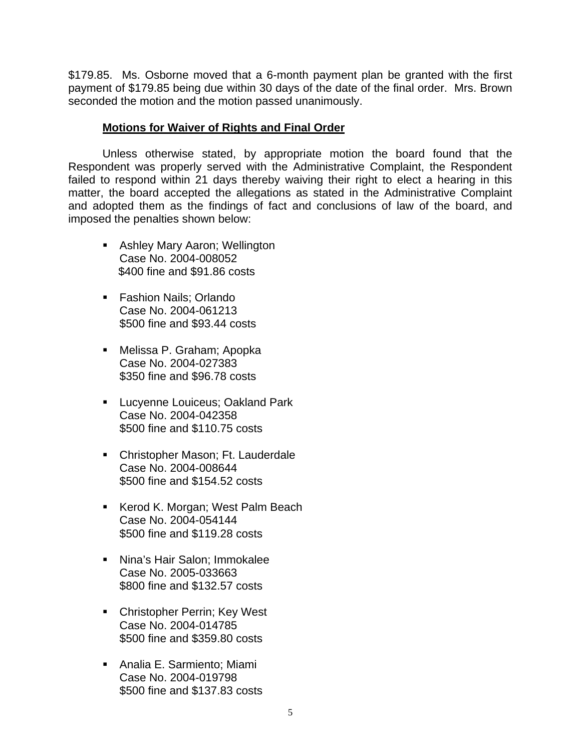$179.85. Ms. Osborne moved that a 6-month payment plan be granted with the first payment of $179.85 being due within 30 days of the date of the final order. Mrs. Brown seconded the motion and the motion passed unanimously.

**Motions for Waiver of Rights and Final Order**

Unless otherwise stated, by appropriate motion the board found that the Respondent was properly served with the Administrative Complaint, the Respondent failed to respond within 21 days thereby waiving their right to elect a hearing in this matter, the board accepted the allegations as stated in the Administrative Complaint and adopted them as the findings of fact and conclusions of law of the board, and imposed the penalties shown below:

- Ashley Mary Aaron; Wellington
  Case No. 2004-008052
  $400 fine and $91.86 costs

- Fashion Nails; Orlando
  Case No. 2004-061213
  $500 fine and $93.44 costs

- Melissa P. Graham; Apopka
  Case No. 2004-027383
  $350 fine and $96.78 costs

- Lucyenne Louiceus; Oakland Park
  Case No. 2004-042358
  $500 fine and $110.75 costs

- Christopher Mason; Ft. Lauderdale
  Case No. 2004-008644
  $500 fine and $154.52 costs

- Kerod K. Morgan; West Palm Beach
  Case No. 2004-054144
  $500 fine and $119.28 costs

- Nina's Hair Salon; Immokalee
  Case No. 2005-033663
  $800 fine and $132.57 costs

- Christopher Perrin; Key West
  Case No. 2004-014785
  $500 fine and $359.80 costs

- Analia E. Sarmiento; Miami
  Case No. 2004-019798
  $500 fine and $137.83 costs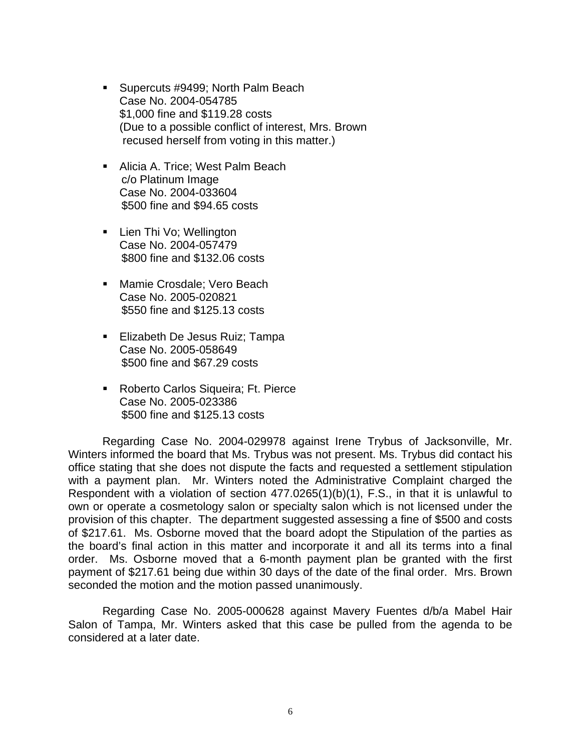- Supercuts #9499; North Palm Beach
  Case No. 2004-054785
  $1,000 fine and $119.28 costs
  (Due to a possible conflict of interest, Mrs. Brown recused herself from voting in this matter.)

- Alicia A. Trice; West Palm Beach
  c/o Platinum Image
  Case No. 2004-033604
  $500 fine and $94.65 costs

- Lien Thi Vo; Wellington
  Case No. 2004-057479
  $800 fine and $132.06 costs

- Mamie Crosdale; Vero Beach
  Case No. 2005-020821
  $550 fine and $125.13 costs

- Elizabeth De Jesus Ruiz; Tampa
  Case No. 2005-058649
  $500 fine and $67.29 costs

- Roberto Carlos Siqueira; Ft. Pierce
  Case No. 2005-023386
  $500 fine and $125.13 costs

Regarding Case No. 2004-029978 against Irene Trybus of Jacksonville, Mr. Winters informed the board that Ms. Trybus was not present. Ms. Trybus did contact his office stating that she does not dispute the facts and requested a settlement stipulation with a payment plan. Mr. Winters noted the Administrative Complaint charged the Respondent with a violation of section 477.0265(1)(b)(1), F.S., in that it is unlawful to own or operate a cosmetology salon or specialty salon which is not licensed under the provision of this chapter. The department suggested assessing a fine of $500 and costs of $217.61. Ms. Osborne moved that the board adopt the Stipulation of the parties as the board's final action in this matter and incorporate it and all its terms into a final order. Ms. Osborne moved that a 6-month payment plan be granted with the first payment of $217.61 being due within 30 days of the date of the final order. Mrs. Brown seconded the motion and the motion passed unanimously.

Regarding Case No. 2005-000628 against Mavery Fuentes d/b/a Mabel Hair Salon of Tampa, Mr. Winters asked that this case be pulled from the agenda to be considered at a later date.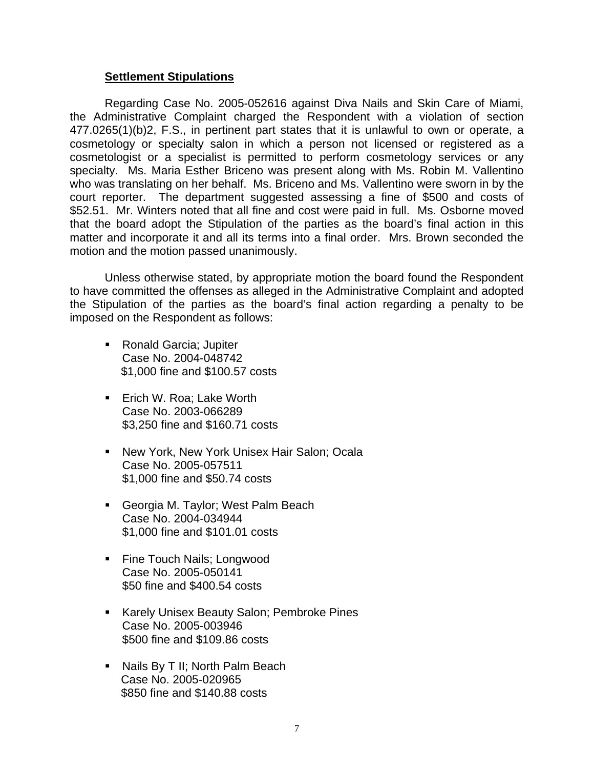**Settlement Stipulations**

Regarding Case No. 2005-052616 against Diva Nails and Skin Care of Miami, the Administrative Complaint charged the Respondent with a violation of section 477.0265(1)(b)2, F.S., in pertinent part states that it is unlawful to own or operate, a cosmetology or specialty salon in which a person not licensed or registered as a cosmetologist or a specialist is permitted to perform cosmetology services or any specialty. Ms. Maria Esther Briceno was present along with Ms. Robin M. Vallentino who was translating on her behalf. Ms. Briceno and Ms. Vallentino were sworn in by the court reporter. The department suggested assessing a fine of $500 and costs of $52.51. Mr. Winters noted that all fine and cost were paid in full. Ms. Osborne moved that the board adopt the Stipulation of the parties as the board's final action in this matter and incorporate it and all its terms into a final order. Mrs. Brown seconded the motion and the motion passed unanimously.

Unless otherwise stated, by appropriate motion the board found the Respondent to have committed the offenses as alleged in the Administrative Complaint and adopted the Stipulation of the parties as the board's final action regarding a penalty to be imposed on the Respondent as follows:

- Ronald Garcia; Jupiter
  Case No. 2004-048742
  $1,000 fine and $100.57 costs

- Erich W. Roa; Lake Worth
  Case No. 2003-066289
  $3,250 fine and $160.71 costs

- New York, New York Unisex Hair Salon; Ocala
  Case No. 2005-057511
  $1,000 fine and $50.74 costs

- Georgia M. Taylor; West Palm Beach
  Case No. 2004-034944
  $1,000 fine and $101.01 costs

- Fine Touch Nails; Longwood
  Case No. 2005-050141
  $50 fine and $400.54 costs

- Karely Unisex Beauty Salon; Pembroke Pines
  Case No. 2005-003946
  $500 fine and $109.86 costs

- Nails By T II; North Palm Beach
  Case No. 2005-020965
  $850 fine and $140.88 costs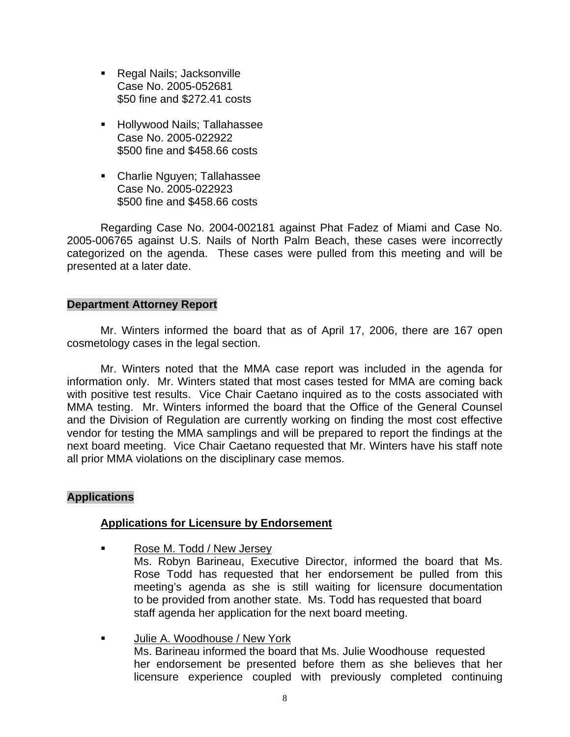- Regal Nails; Jacksonville
  Case No. 2005-052681
  $50 fine and $272.41 costs

- Hollywood Nails; Tallahassee
  Case No. 2005-022922
  $500 fine and $458.66 costs

- Charlie Nguyen; Tallahassee
  Case No. 2005-022923
  $500 fine and $458.66 costs

Regarding Case No. 2004-002181 against Phat Fadez of Miami and Case No. 2005-006765 against U.S. Nails of North Palm Beach, these cases were incorrectly categorized on the agenda. These cases were pulled from this meeting and will be presented at a later date.

**Department Attorney Report**

Mr. Winters informed the board that as of April 17, 2006, there are 167 open cosmetology cases in the legal section.

Mr. Winters noted that the MMA case report was included in the agenda for information only. Mr. Winters stated that most cases tested for MMA are coming back with positive test results. Vice Chair Caetano inquired as to the costs associated with MMA testing. Mr. Winters informed the board that the Office of the General Counsel and the Division of Regulation are currently working on finding the most cost effective vendor for testing the MMA samplings and will be prepared to report the findings at the next board meeting. Vice Chair Caetano requested that Mr. Winters have his staff note all prior MMA violations on the disciplinary case memos.

**Applications**

**Applications for Licensure by Endorsement**

- Rose M. Todd / New Jersey
  Ms. Robyn Barineau, Executive Director, informed the board that Ms. Rose Todd has requested that her endorsement be pulled from this meeting's agenda as she is still waiting for licensure documentation to be provided from another state. Ms. Todd has requested that board staff agenda her application for the next board meeting.

- Julie A. Woodhouse / New York
  Ms. Barineau informed the board that Ms. Julie Woodhouse requested her endorsement be presented before them as she believes that her licensure experience coupled with previously completed continuing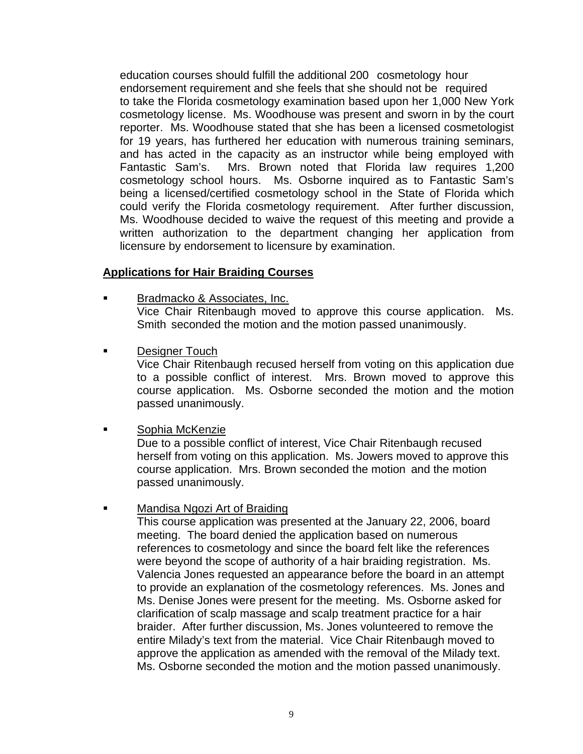education courses should fulfill the additional 200 cosmetology hour endorsement requirement and she feels that she should not be required to take the Florida cosmetology examination based upon her 1,000 New York cosmetology license. Ms. Woodhouse was present and sworn in by the court reporter. Ms. Woodhouse stated that she has been a licensed cosmetologist for 19 years, has furthered her education with numerous training seminars, and has acted in the capacity as an instructor while being employed with Fantastic Sam's. Mrs. Brown noted that Florida law requires 1,200 cosmetology school hours. Ms. Osborne inquired as to Fantastic Sam's being a licensed/certified cosmetology school in the State of Florida which could verify the Florida cosmetology requirement. After further discussion, Ms. Woodhouse decided to waive the request of this meeting and provide a written authorization to the department changing her application from licensure by endorsement to licensure by examination.

**Applications for Hair Braiding Courses**

- Bradmacko & Associates, Inc.
  Vice Chair Ritenbaugh moved to approve this course application. Ms. Smith seconded the motion and the motion passed unanimously.

- Designer Touch
  Vice Chair Ritenbaugh recused herself from voting on this application due to a possible conflict of interest. Mrs. Brown moved to approve this course application. Ms. Osborne seconded the motion and the motion passed unanimously.

- Sophia McKenzie
  Due to a possible conflict of interest, Vice Chair Ritenbaugh recused herself from voting on this application. Ms. Jowers moved to approve this course application. Mrs. Brown seconded the motion and the motion passed unanimously.

- Mandisa Ngozi Art of Braiding
  This course application was presented at the January 22, 2006, board meeting. The board denied the application based on numerous references to cosmetology and since the board felt like the references were beyond the scope of authority of a hair braiding registration. Ms. Valencia Jones requested an appearance before the board in an attempt to provide an explanation of the cosmetology references. Ms. Jones and Ms. Denise Jones were present for the meeting. Ms. Osborne asked for clarification of scalp massage and scalp treatment practice for a hair braider. After further discussion, Ms. Jones volunteered to remove the entire Milady's text from the material. Vice Chair Ritenbaugh moved to approve the application as amended with the removal of the Milady text. Ms. Osborne seconded the motion and the motion passed unanimously.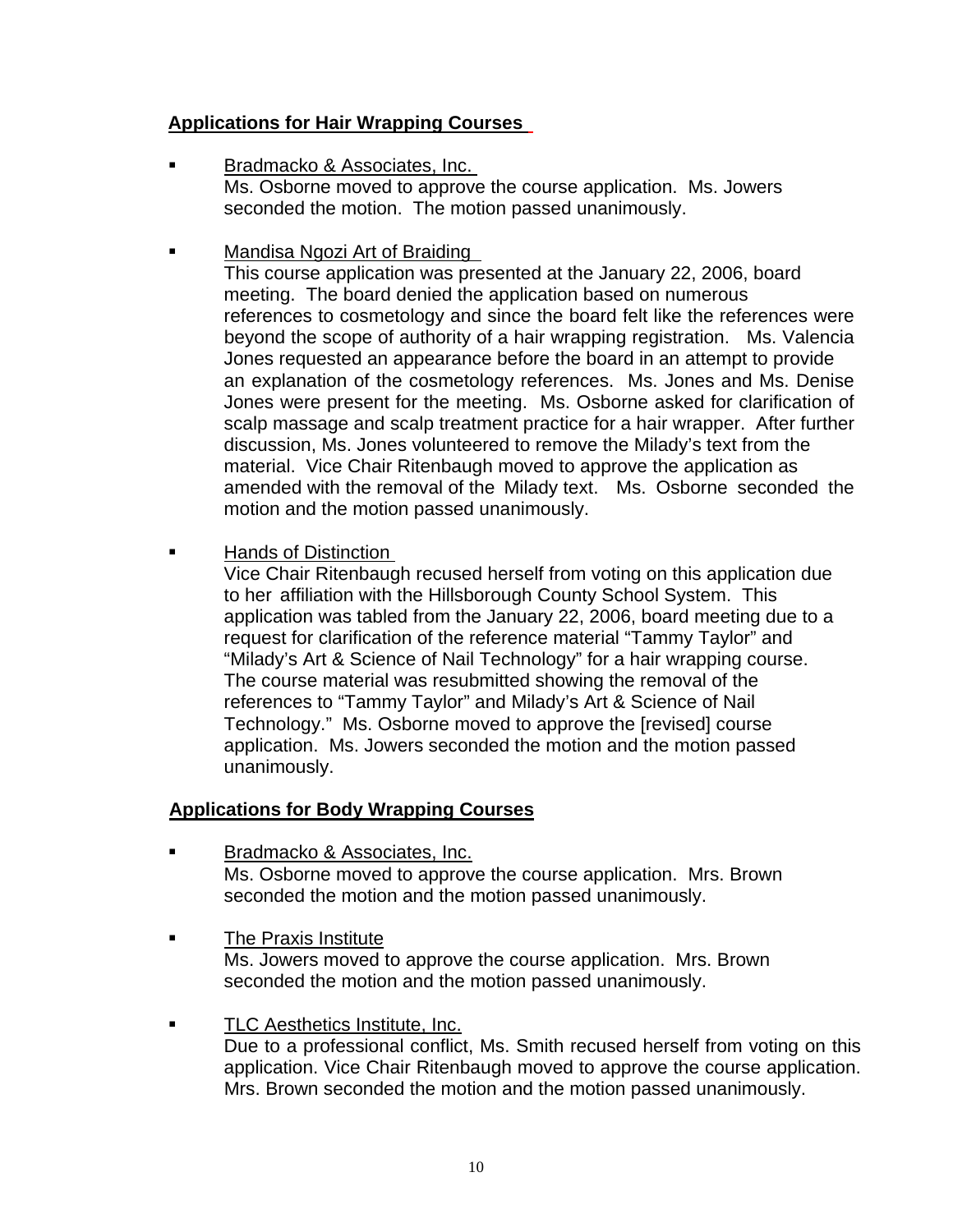## Applications for Hair Wrapping Courses

- Bradmacko & Associates, Inc.
  Ms. Osborne moved to approve the course application. Ms. Jowers seconded the motion. The motion passed unanimously.

- Mandisa Ngozi Art of Braiding
  This course application was presented at the January 22, 2006, board meeting. The board denied the application based on numerous references to cosmetology and since the board felt like the references were beyond the scope of authority of a hair wrapping registration. Ms. Valencia Jones requested an appearance before the board in an attempt to provide an explanation of the cosmetology references. Ms. Jones and Ms. Denise Jones were present for the meeting. Ms. Osborne asked for clarification of scalp massage and scalp treatment practice for a hair wrapper. After further discussion, Ms. Jones volunteered to remove the Milady's text from the material. Vice Chair Ritenbaugh moved to approve the application as amended with the removal of the Milady text. Ms. Osborne seconded the motion and the motion passed unanimously.

- Hands of Distinction
  Vice Chair Ritenbaugh recused herself from voting on this application due to her affiliation with the Hillsborough County School System. This application was tabled from the January 22, 2006, board meeting due to a request for clarification of the reference material "Tammy Taylor" and "Milady's Art & Science of Nail Technology" for a hair wrapping course. The course material was resubmitted showing the removal of the references to "Tammy Taylor" and Milady's Art & Science of Nail Technology." Ms. Osborne moved to approve the [revised] course application. Ms. Jowers seconded the motion and the motion passed unanimously.

## Applications for Body Wrapping Courses

- Bradmacko & Associates, Inc.
  Ms. Osborne moved to approve the course application. Mrs. Brown seconded the motion and the motion passed unanimously.

- The Praxis Institute
  Ms. Jowers moved to approve the course application. Mrs. Brown seconded the motion and the motion passed unanimously.

- TLC Aesthetics Institute, Inc.
  Due to a professional conflict, Ms. Smith recused herself from voting on this application. Vice Chair Ritenbaugh moved to approve the course application. Mrs. Brown seconded the motion and the motion passed unanimously.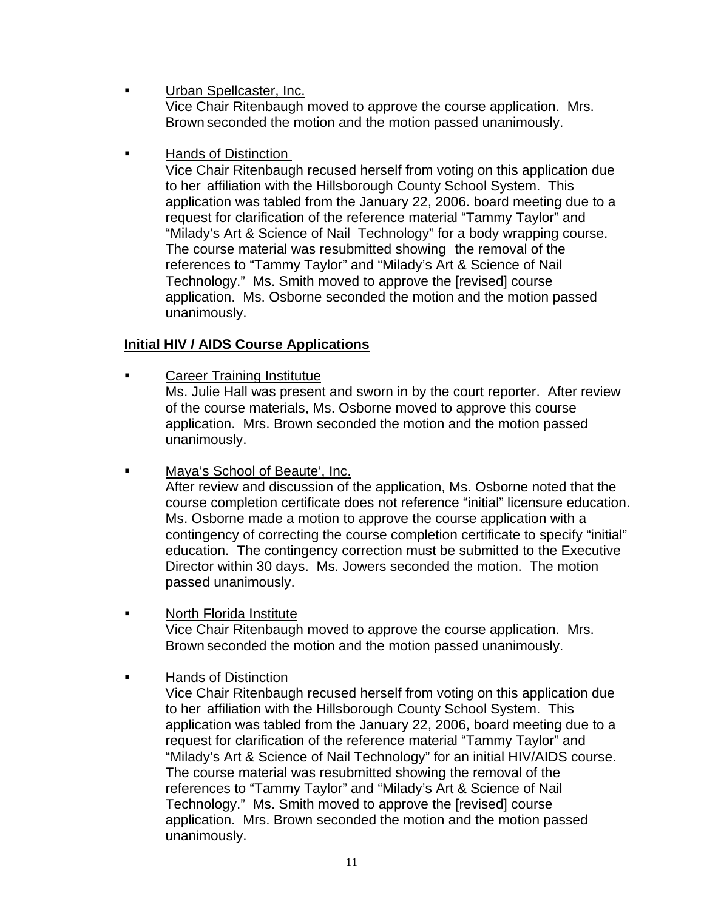- Urban Spellcaster, Inc.
  Vice Chair Ritenbaugh moved to approve the course application. Mrs. Brown seconded the motion and the motion passed unanimously.

- Hands of Distinction
  Vice Chair Ritenbaugh recused herself from voting on this application due to her affiliation with the Hillsborough County School System. This application was tabled from the January 22, 2006. board meeting due to a request for clarification of the reference material "Tammy Taylor" and "Milady's Art & Science of Nail Technology" for a body wrapping course. The course material was resubmitted showing the removal of the references to "Tammy Taylor" and "Milady's Art & Science of Nail Technology." Ms. Smith moved to approve the [revised] course application. Ms. Osborne seconded the motion and the motion passed unanimously.

**Initial HIV / AIDS Course Applications**

- Career Training Institutue
  Ms. Julie Hall was present and sworn in by the court reporter. After review of the course materials, Ms. Osborne moved to approve this course application. Mrs. Brown seconded the motion and the motion passed unanimously.

- Maya's School of Beaute', Inc.
  After review and discussion of the application, Ms. Osborne noted that the course completion certificate does not reference "initial" licensure education. Ms. Osborne made a motion to approve the course application with a contingency of correcting the course completion certificate to specify "initial" education. The contingency correction must be submitted to the Executive Director within 30 days. Ms. Jowers seconded the motion. The motion passed unanimously.

- North Florida Institute
  Vice Chair Ritenbaugh moved to approve the course application. Mrs. Brown seconded the motion and the motion passed unanimously.

- Hands of Distinction
  Vice Chair Ritenbaugh recused herself from voting on this application due to her affiliation with the Hillsborough County School System. This application was tabled from the January 22, 2006, board meeting due to a request for clarification of the reference material "Tammy Taylor" and "Milady's Art & Science of Nail Technology" for an initial HIV/AIDS course. The course material was resubmitted showing the removal of the references to "Tammy Taylor" and "Milady's Art & Science of Nail Technology." Ms. Smith moved to approve the [revised] course application. Mrs. Brown seconded the motion and the motion passed unanimously.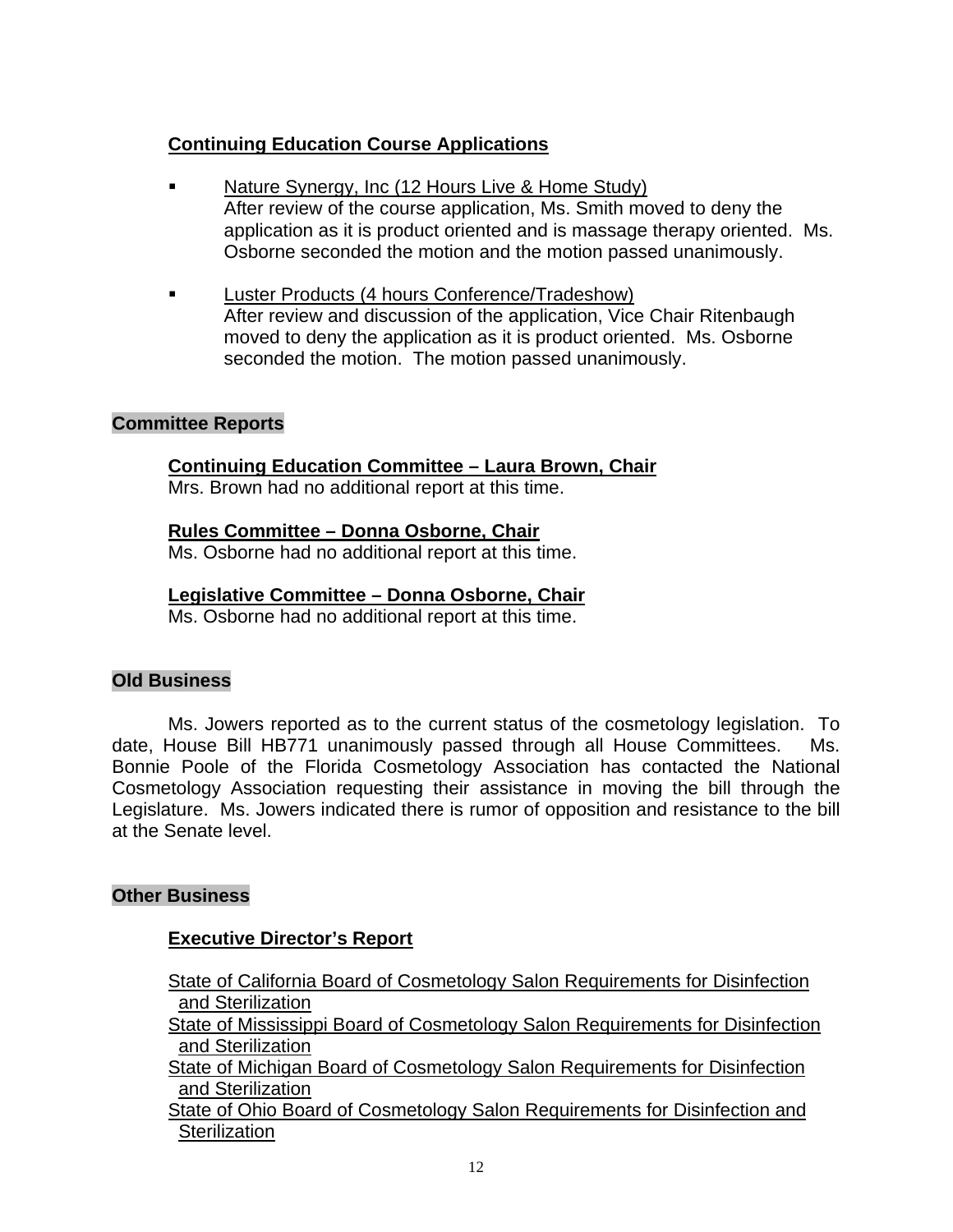### Continuing Education Course Applications

- Nature Synergy, Inc (12 Hours Live & Home Study)
  After review of the course application, Ms. Smith moved to deny the application as it is product oriented and is massage therapy oriented. Ms. Osborne seconded the motion and the motion passed unanimously.

- Luster Products (4 hours Conference/Tradeshow)
  After review and discussion of the application, Vice Chair Ritenbaugh moved to deny the application as it is product oriented. Ms. Osborne seconded the motion. The motion passed unanimously.

## Committee Reports

### Continuing Education Committee – Laura Brown, Chair

Mrs. Brown had no additional report at this time.

### Rules Committee – Donna Osborne, Chair

Ms. Osborne had no additional report at this time.

### Legislative Committee – Donna Osborne, Chair

Ms. Osborne had no additional report at this time.

## Old Business

Ms. Jowers reported as to the current status of the cosmetology legislation. To date, House Bill HB771 unanimously passed through all House Committees. Ms. Bonnie Poole of the Florida Cosmetology Association has contacted the National Cosmetology Association requesting their assistance in moving the bill through the Legislature. Ms. Jowers indicated there is rumor of opposition and resistance to the bill at the Senate level.

## Other Business

### Executive Director's Report

State of California Board of Cosmetology Salon Requirements for Disinfection and Sterilization
State of Mississippi Board of Cosmetology Salon Requirements for Disinfection and Sterilization
State of Michigan Board of Cosmetology Salon Requirements for Disinfection and Sterilization
State of Ohio Board of Cosmetology Salon Requirements for Disinfection and Sterilization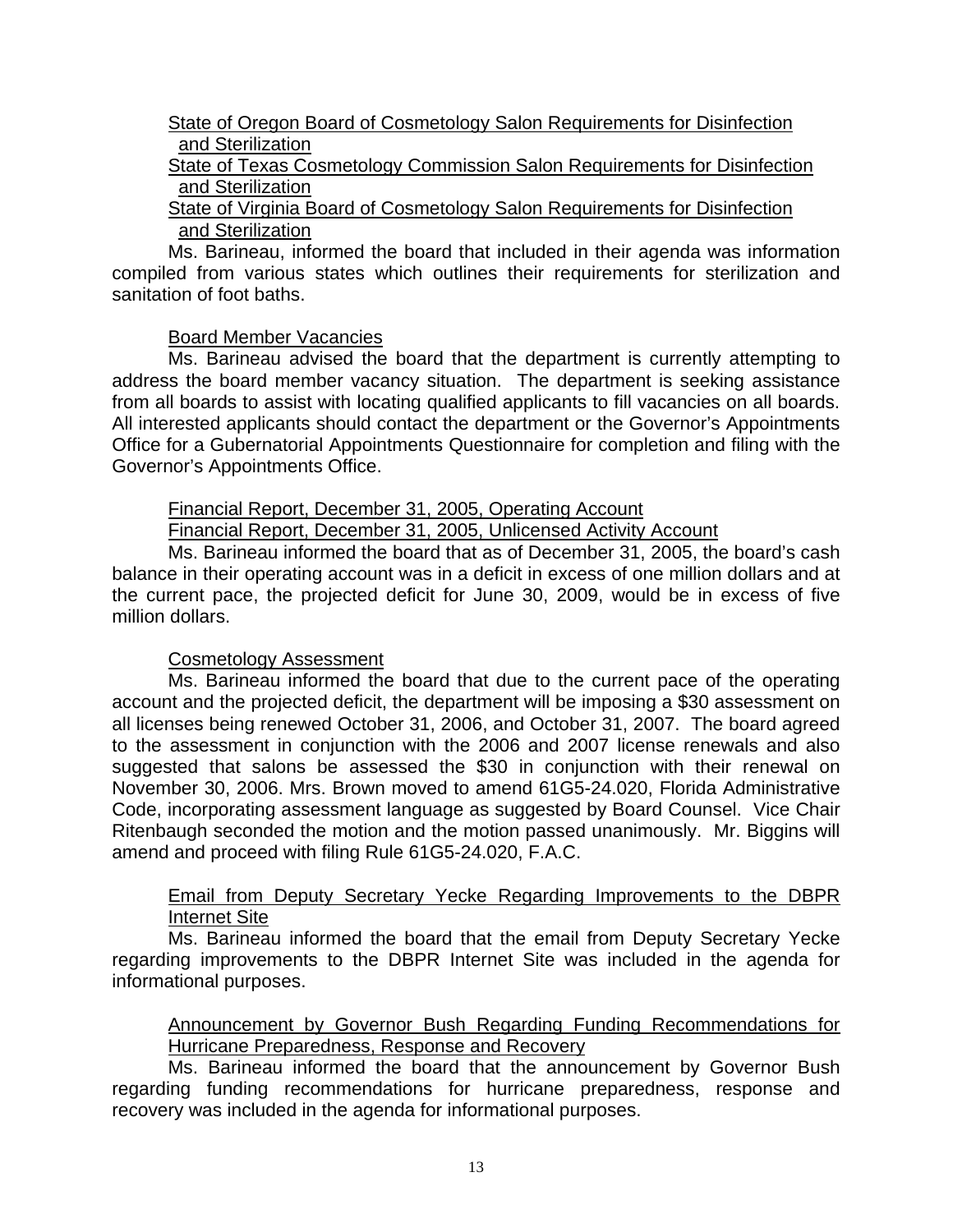State of Oregon Board of Cosmetology Salon Requirements for Disinfection and Sterilization

State of Texas Cosmetology Commission Salon Requirements for Disinfection and Sterilization

State of Virginia Board of Cosmetology Salon Requirements for Disinfection and Sterilization

Ms. Barineau, informed the board that included in their agenda was information compiled from various states which outlines their requirements for sterilization and sanitation of foot baths.

Board Member Vacancies

Ms. Barineau advised the board that the department is currently attempting to address the board member vacancy situation. The department is seeking assistance from all boards to assist with locating qualified applicants to fill vacancies on all boards. All interested applicants should contact the department or the Governor's Appointments Office for a Gubernatorial Appointments Questionnaire for completion and filing with the Governor's Appointments Office.

Financial Report, December 31, 2005, Operating Account

Financial Report, December 31, 2005, Unlicensed Activity Account

Ms. Barineau informed the board that as of December 31, 2005, the board's cash balance in their operating account was in a deficit in excess of one million dollars and at the current pace, the projected deficit for June 30, 2009, would be in excess of five million dollars.

Cosmetology Assessment

Ms. Barineau informed the board that due to the current pace of the operating account and the projected deficit, the department will be imposing a $30 assessment on all licenses being renewed October 31, 2006, and October 31, 2007. The board agreed to the assessment in conjunction with the 2006 and 2007 license renewals and also suggested that salons be assessed the $30 in conjunction with their renewal on November 30, 2006. Mrs. Brown moved to amend 61G5-24.020, Florida Administrative Code, incorporating assessment language as suggested by Board Counsel. Vice Chair Ritenbaugh seconded the motion and the motion passed unanimously. Mr. Biggins will amend and proceed with filing Rule 61G5-24.020, F.A.C.

Email from Deputy Secretary Yecke Regarding Improvements to the DBPR Internet Site

Ms. Barineau informed the board that the email from Deputy Secretary Yecke regarding improvements to the DBPR Internet Site was included in the agenda for informational purposes.

Announcement by Governor Bush Regarding Funding Recommendations for Hurricane Preparedness, Response and Recovery

Ms. Barineau informed the board that the announcement by Governor Bush regarding funding recommendations for hurricane preparedness, response and recovery was included in the agenda for informational purposes.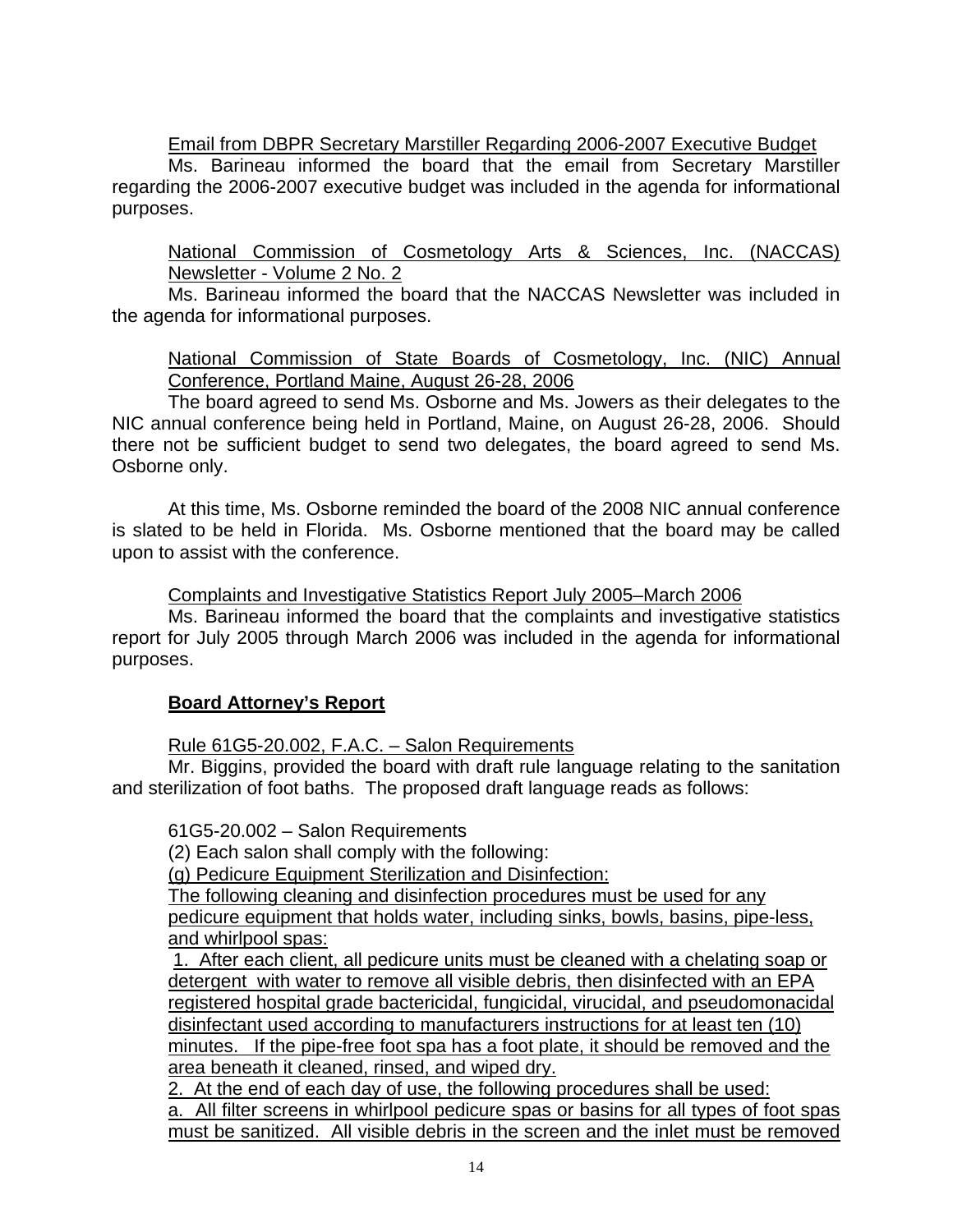Email from DBPR Secretary Marstiller Regarding 2006-2007 Executive Budget

Ms. Barineau informed the board that the email from Secretary Marstiller regarding the 2006-2007 executive budget was included in the agenda for informational purposes.

National Commission of Cosmetology Arts & Sciences, Inc. (NACCAS) Newsletter - Volume 2 No. 2

Ms. Barineau informed the board that the NACCAS Newsletter was included in the agenda for informational purposes.

National Commission of State Boards of Cosmetology, Inc. (NIC) Annual Conference, Portland Maine, August 26-28, 2006

The board agreed to send Ms. Osborne and Ms. Jowers as their delegates to the NIC annual conference being held in Portland, Maine, on August 26-28, 2006. Should there not be sufficient budget to send two delegates, the board agreed to send Ms. Osborne only.

At this time, Ms. Osborne reminded the board of the 2008 NIC annual conference is slated to be held in Florida. Ms. Osborne mentioned that the board may be called upon to assist with the conference.

Complaints and Investigative Statistics Report July 2005–March 2006

Ms. Barineau informed the board that the complaints and investigative statistics report for July 2005 through March 2006 was included in the agenda for informational purposes.

**Board Attorney's Report**

Rule 61G5-20.002, F.A.C. – Salon Requirements

Mr. Biggins, provided the board with draft rule language relating to the sanitation and sterilization of foot baths. The proposed draft language reads as follows:

61G5-20.002 – Salon Requirements

(2) Each salon shall comply with the following:

(g) Pedicure Equipment Sterilization and Disinfection:

The following cleaning and disinfection procedures must be used for any pedicure equipment that holds water, including sinks, bowls, basins, pipe-less, and whirlpool spas:

1. After each client, all pedicure units must be cleaned with a chelating soap or detergent with water to remove all visible debris, then disinfected with an EPA registered hospital grade bactericidal, fungicidal, virucidal, and pseudomonacidal disinfectant used according to manufacturers instructions for at least ten (10) minutes. If the pipe-free foot spa has a foot plate, it should be removed and the area beneath it cleaned, rinsed, and wiped dry.

2. At the end of each day of use, the following procedures shall be used:

a. All filter screens in whirlpool pedicure spas or basins for all types of foot spas must be sanitized. All visible debris in the screen and the inlet must be removed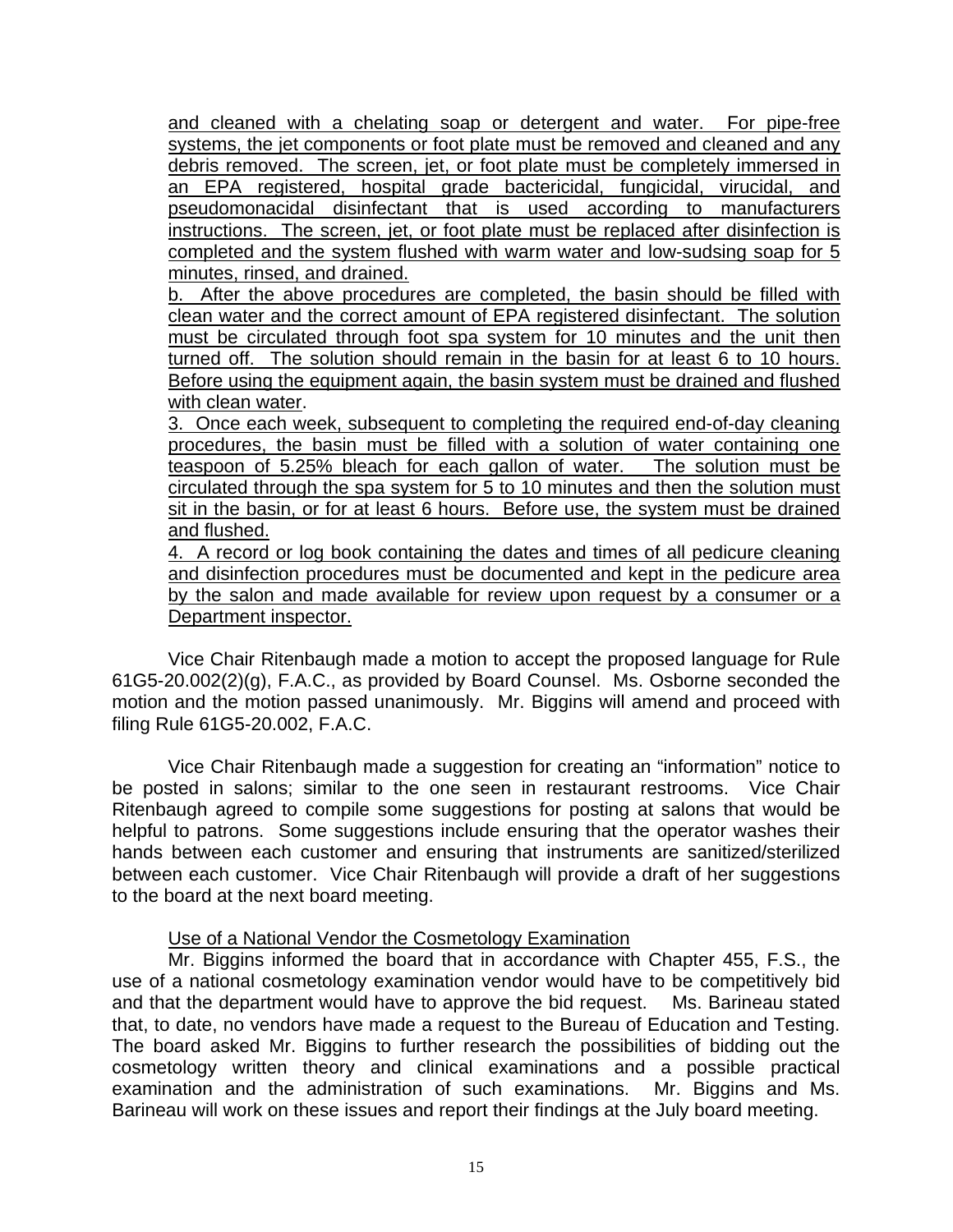and cleaned with a chelating soap or detergent and water. For pipe-free systems, the jet components or foot plate must be removed and cleaned and any debris removed. The screen, jet, or foot plate must be completely immersed in an EPA registered, hospital grade bactericidal, fungicidal, virucidal, and pseudomonacidal disinfectant that is used according to manufacturers instructions. The screen, jet, or foot plate must be replaced after disinfection is completed and the system flushed with warm water and low-sudsing soap for 5 minutes, rinsed, and drained.

b. After the above procedures are completed, the basin should be filled with clean water and the correct amount of EPA registered disinfectant. The solution must be circulated through foot spa system for 10 minutes and the unit then turned off. The solution should remain in the basin for at least 6 to 10 hours. Before using the equipment again, the basin system must be drained and flushed with clean water.

3. Once each week, subsequent to completing the required end-of-day cleaning procedures, the basin must be filled with a solution of water containing one teaspoon of 5.25% bleach for each gallon of water. The solution must be circulated through the spa system for 5 to 10 minutes and then the solution must sit in the basin, or for at least 6 hours. Before use, the system must be drained and flushed.

4. A record or log book containing the dates and times of all pedicure cleaning and disinfection procedures must be documented and kept in the pedicure area by the salon and made available for review upon request by a consumer or a Department inspector.

Vice Chair Ritenbaugh made a motion to accept the proposed language for Rule 61G5-20.002(2)(g), F.A.C., as provided by Board Counsel. Ms. Osborne seconded the motion and the motion passed unanimously. Mr. Biggins will amend and proceed with filing Rule 61G5-20.002, F.A.C.

Vice Chair Ritenbaugh made a suggestion for creating an "information" notice to be posted in salons; similar to the one seen in restaurant restrooms. Vice Chair Ritenbaugh agreed to compile some suggestions for posting at salons that would be helpful to patrons. Some suggestions include ensuring that the operator washes their hands between each customer and ensuring that instruments are sanitized/sterilized between each customer. Vice Chair Ritenbaugh will provide a draft of her suggestions to the board at the next board meeting.

Use of a National Vendor the Cosmetology Examination

Mr. Biggins informed the board that in accordance with Chapter 455, F.S., the use of a national cosmetology examination vendor would have to be competitively bid and that the department would have to approve the bid request. Ms. Barineau stated that, to date, no vendors have made a request to the Bureau of Education and Testing. The board asked Mr. Biggins to further research the possibilities of bidding out the cosmetology written theory and clinical examinations and a possible practical examination and the administration of such examinations. Mr. Biggins and Ms. Barineau will work on these issues and report their findings at the July board meeting.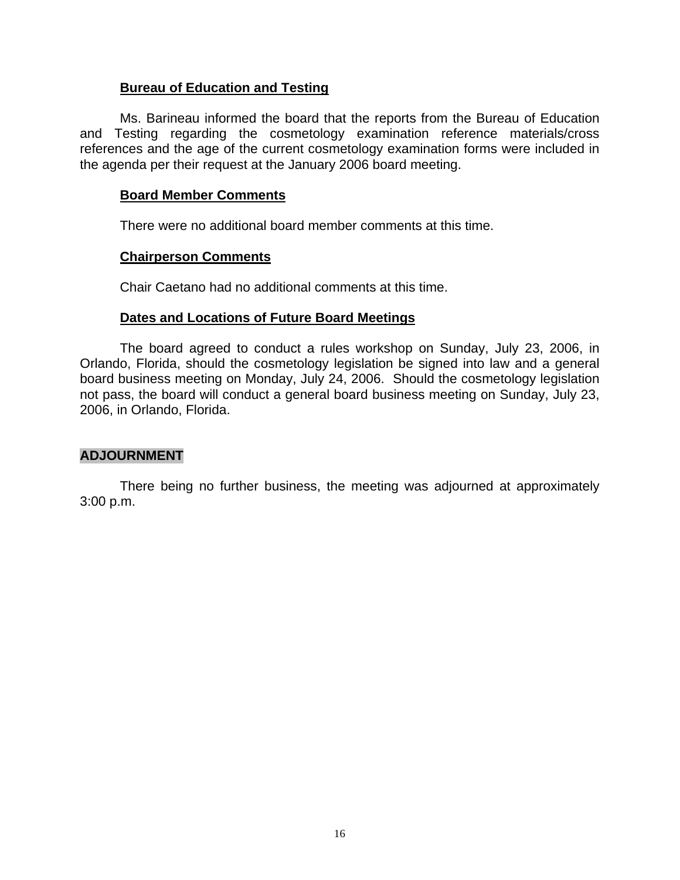### Bureau of Education and Testing

Ms. Barineau informed the board that the reports from the Bureau of Education and Testing regarding the cosmetology examination reference materials/cross references and the age of the current cosmetology examination forms were included in the agenda per their request at the January 2006 board meeting.

### Board Member Comments

There were no additional board member comments at this time.

### Chairperson Comments

Chair Caetano had no additional comments at this time.

### Dates and Locations of Future Board Meetings

The board agreed to conduct a rules workshop on Sunday, July 23, 2006, in Orlando, Florida, should the cosmetology legislation be signed into law and a general board business meeting on Monday, July 24, 2006. Should the cosmetology legislation not pass, the board will conduct a general board business meeting on Sunday, July 23, 2006, in Orlando, Florida.

## ADJOURNMENT

There being no further business, the meeting was adjourned at approximately 3:00 p.m.